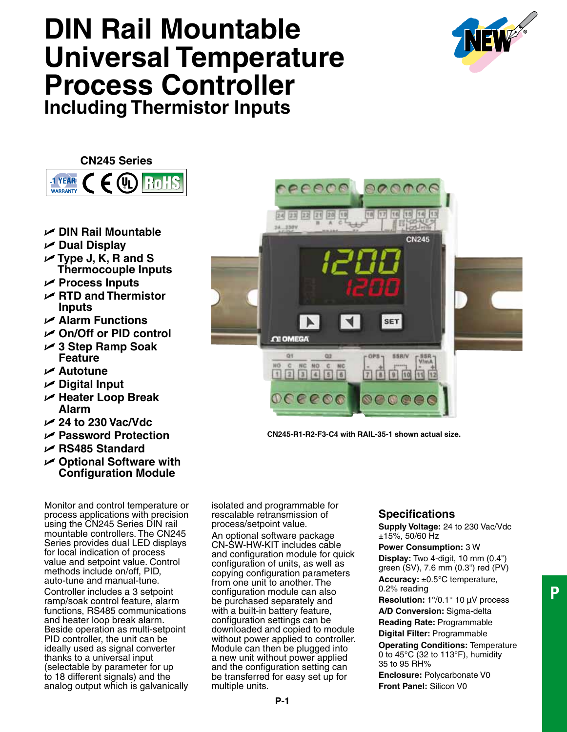# DIN Rail Mountable Universal Temperature Process Controller

## Including Thermistor Inputs

**CN245 Series**

- DIN Rail Mountable
- Dual Display
- Type J, K, R and S Thermocouple Inputs
- Process Inputs
- RTD and Thermistor Inputs
- Alarm Functions
- On/Off or PID control
- 3 Step Ramp Soak Feature
- Autotune
- Digital Input
- Heater Loop Break Alarm
- 24 to 230 Vac/Vdc
- Password Protection
- RS485 Standard
- Optional Software with Configuration Module

CN245-R1-R2-F3-C4 with RAIL-35-1 shown actual size.

Monitor and control temperature or process applications with precision using the CN245 Series DIN rail mountable controllers. The CN245 Series provides dual LED displays for local indication of process value and setpoint value. Control methods include on/off, PID, auto-tune and manual-tune.

Controller includes a 3 setpoint ramp/soak control feature, alarm functions, RS485 communications and heater loop break alarm. Beside operation as multi-setpoint PID controller, the unit can be ideally used as signal converter thanks to a universal input (selectable by parameter for up to 18 different signals) and the analog output which is galvanically isolated and programmable for rescalable retransmission of process/setpoint value.

An optional software package CN-SW-HW-KIT includes cable and configuration module for quick configuration of units, as well as copying configuration parameters from one unit to another. The configuration module can also be purchased separately and with a built-in battery feature, configuration settings can be downloaded and copied to module without power applied to controller. Module can then be plugged into a new unit without power applied and the configuration setting can be transferred for easy set up for multiple units.

## Specifications

**Supply Voltage:** 24 to 230 Vac/Vdc ±15%, 50/60 Hz

**Power Consumption:** 3 W

**Display:** Two 4-digit, 10 mm (0.4") green (SV), 7.6 mm (0.3") red (PV)

**Accuracy:** ±0.5°C temperature, 0.2% reading

**Resolution:** 1°/0.1° 10 µV process

**A/D Conversion:** Sigma-delta

**Reading Rate:** Programmable

**Digital Filter:** Programmable

**Operating Conditions:** Temperature 0 to 45°C (32 to 113°F), humidity 35 to 95 RH%

**Enclosure:** Polycarbonate V0

**Front Panel:** Silicon V0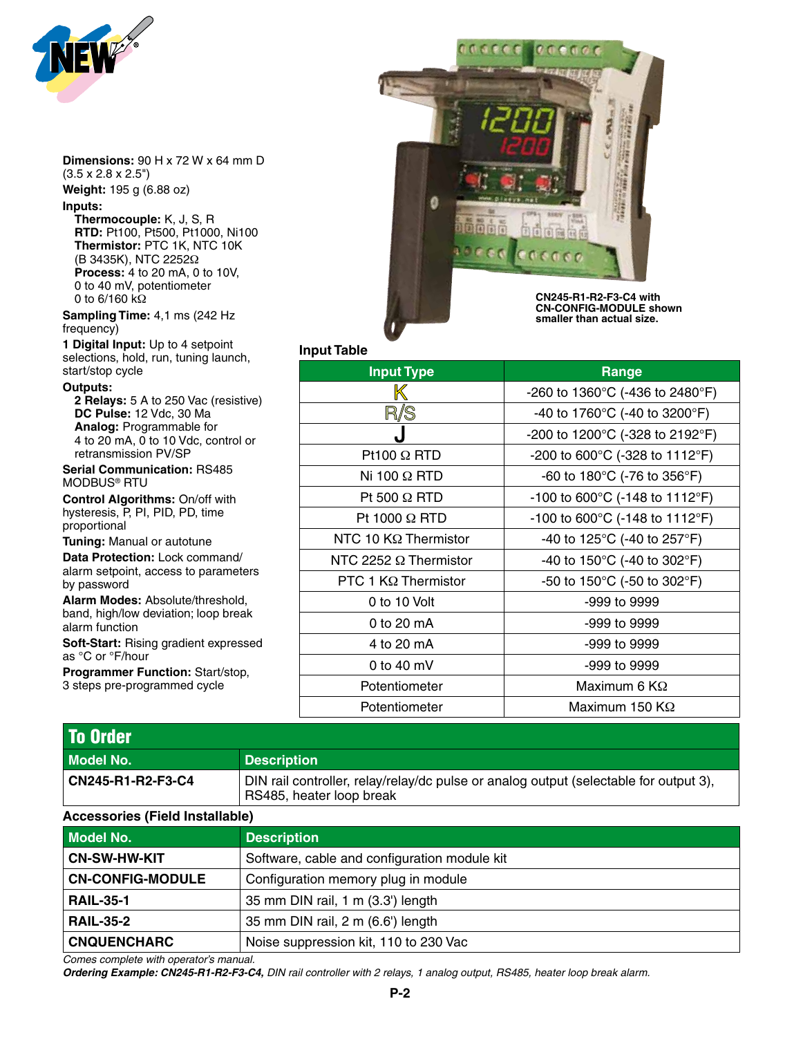**Dimensions:** 90 H x 72 W x 64 mm D (3.5 x 2.8 x 2.5")

**Weight:** 195 g (6.88 oz)

**Inputs:**

- **Thermocouple:** K, J, S, R
- **RTD:** Pt100, Pt500, Pt1000, Ni100
- **Thermistor:** PTC 1K, NTC 10K (B 3435K), NTC 2252Ω
- **Process:** 4 to 20 mA, 0 to 10V, 0 to 40 mV, potentiometer 0 to 6/160 kΩ

**Sampling Time:** 4,1 ms (242 Hz frequency)

**1 Digital Input:** Up to 4 setpoint selections, hold, run, tuning launch, start/stop cycle

**Outputs:**

- **2 Relays:** 5 A to 250 Vac (resistive)
- **DC Pulse:** 12 Vdc, 30 Ma
- **Analog:** Programmable for 4 to 20 mA, 0 to 10 Vdc, control or retransmission PV/SP

**Serial Communication:** RS485 MODBUS® RTU

**Control Algorithms:** On/off with hysteresis, P, PI, PID, PD, time proportional

**Tuning:** Manual or autotune

**Data Protection:** Lock command/ alarm setpoint, access to parameters by password

**Alarm Modes:** Absolute/threshold, band, high/low deviation; loop break alarm function

**Soft-Start:** Rising gradient expressed as °C or °F/hour

**Programmer Function:** Start/stop, 3 steps pre-programmed cycle

**CN245-R1-R2-F3-C4 with CN-CONFIG-MODULE shown smaller than actual size.**

**Input Table**

| Input Type | Range |
|---|---|
| K | -260 to 1360°C (-436 to 2480°F) |
| R/S | -40 to 1760°C (-40 to 3200°F) |
| J | -200 to 1200°C (-328 to 2192°F) |
| Pt100 Ω RTD | -200 to 600°C (-328 to 1112°F) |
| Ni 100 Ω RTD | -60 to 180°C (-76 to 356°F) |
| Pt 500 Ω RTD | -100 to 600°C (-148 to 1112°F) |
| Pt 1000 Ω RTD | -100 to 600°C (-148 to 1112°F) |
| NTC 10 KΩ Thermistor | -40 to 125°C (-40 to 257°F) |
| NTC 2252 Ω Thermistor | -40 to 150°C (-40 to 302°F) |
| PTC 1 KΩ Thermistor | -50 to 150°C (-50 to 302°F) |
| 0 to 10 Volt | -999 to 9999 |
| 0 to 20 mA | -999 to 9999 |
| 4 to 20 mA | -999 to 9999 |
| 0 to 40 mV | -999 to 9999 |
| Potentiometer | Maximum 6 KΩ |
| Potentiometer | Maximum 150 KΩ |

## To Order

| Model No. | Description |
|---|---|
| CN245-R1-R2-F3-C4 | DIN rail controller, relay/relay/dc pulse or analog output (selectable for output 3), RS485, heater loop break |

**Accessories (Field Installable)**

| Model No. | Description |
|---|---|
| CN-SW-HW-KIT | Software, cable and configuration module kit |
| CN-CONFIG-MODULE | Configuration memory plug in module |
| RAIL-35-1 | 35 mm DIN rail, 1 m (3.3') length |
| RAIL-35-2 | 35 mm DIN rail, 2 m (6.6') length |
| CNQUENCHARC | Noise suppression kit, 110 to 230 Vac |

*Comes complete with operator's manual.*

***Ordering Example: CN245-R1-R2-F3-C4,*** *DIN rail controller with 2 relays, 1 analog output, RS485, heater loop break alarm.*